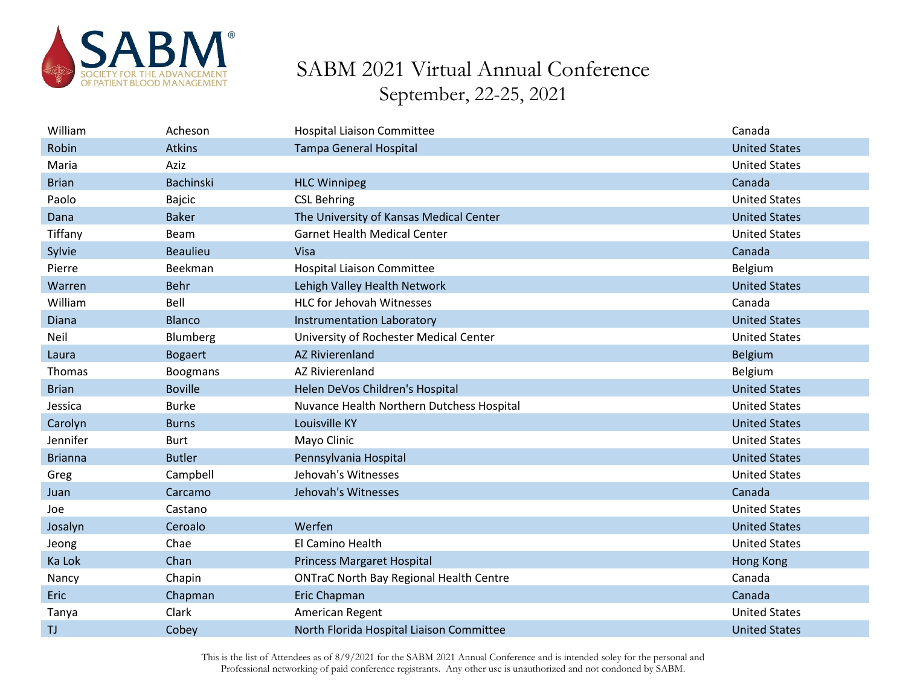# SABM 2021 Virtual Annual Conference

## September, 22-25, 2021

| | | | |
|---|---|---|---|
| William | Acheson | Hospital Liaison Committee | Canada |
| Robin | Atkins | Tampa General Hospital | United States |
| Maria | Aziz | | United States |
| Brian | Bachinski | HLC Winnipeg | Canada |
| Paolo | Bajcic | CSL Behring | United States |
| Dana | Baker | The University of Kansas Medical Center | United States |
| Tiffany | Beam | Garnet Health Medical Center | United States |
| Sylvie | Beaulieu | Visa | Canada |
| Pierre | Beekman | Hospital Liaison Committee | Belgium |
| Warren | Behr | Lehigh Valley Health Network | United States |
| William | Bell | HLC for Jehovah Witnesses | Canada |
| Diana | Blanco | Instrumentation Laboratory | United States |
| Neil | Blumberg | University of Rochester Medical Center | United States |
| Laura | Bogaert | AZ Rivierenland | Belgium |
| Thomas | Boogmans | AZ Rivierenland | Belgium |
| Brian | Boville | Helen DeVos Children's Hospital | United States |
| Jessica | Burke | Nuvance Health Northern Dutchess Hospital | United States |
| Carolyn | Burns | Louisville KY | United States |
| Jennifer | Burt | Mayo Clinic | United States |
| Brianna | Butler | Pennsylvania Hospital | United States |
| Greg | Campbell | Jehovah's Witnesses | United States |
| Juan | Carcamo | Jehovah's Witnesses | Canada |
| Joe | Castano | | United States |
| Josalyn | Ceroalo | Werfen | United States |
| Jeong | Chae | El Camino Health | United States |
| Ka Lok | Chan | Princess Margaret Hospital | Hong Kong |
| Nancy | Chapin | ONTraC North Bay Regional Health Centre | Canada |
| Eric | Chapman | Eric Chapman | Canada |
| Tanya | Clark | American Regent | United States |
| TJ | Cobey | North Florida Hospital Liaison Committee | United States |

This is the list of Attendees as of 8/9/2021 for the SABM 2021 Annual Conference and is intended soley for the personal and Professional networking of paid conference registrants. Any other use is unauthorized and not condoned by SABM.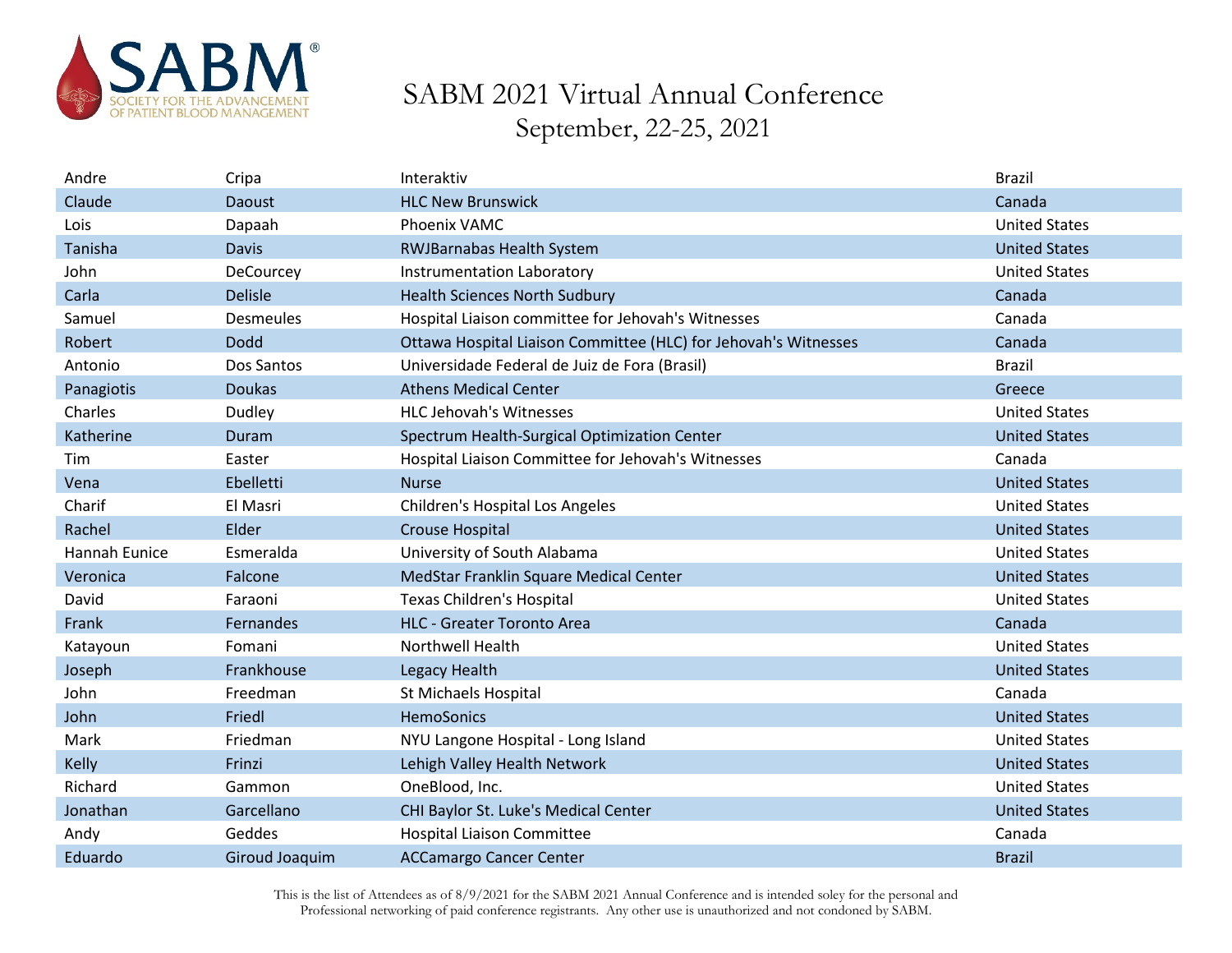# SABM 2021 Virtual Annual Conference
September, 22-25, 2021

| | | | |
|---|---|---|---|
| Andre | Cripa | Interaktiv | Brazil |
| Claude | Daoust | HLC New Brunswick | Canada |
| Lois | Dapaah | Phoenix VAMC | United States |
| Tanisha | Davis | RWJBarnabas Health System | United States |
| John | DeCourcey | Instrumentation Laboratory | United States |
| Carla | Delisle | Health Sciences North Sudbury | Canada |
| Samuel | Desmeules | Hospital Liaison committee for Jehovah's Witnesses | Canada |
| Robert | Dodd | Ottawa Hospital Liaison Committee (HLC) for Jehovah's Witnesses | Canada |
| Antonio | Dos Santos | Universidade Federal de Juiz de Fora (Brasil) | Brazil |
| Panagiotis | Doukas | Athens Medical Center | Greece |
| Charles | Dudley | HLC Jehovah's Witnesses | United States |
| Katherine | Duram | Spectrum Health-Surgical Optimization Center | United States |
| Tim | Easter | Hospital Liaison Committee for Jehovah's Witnesses | Canada |
| Vena | Ebelletti | Nurse | United States |
| Charif | El Masri | Children's Hospital Los Angeles | United States |
| Rachel | Elder | Crouse Hospital | United States |
| Hannah Eunice | Esmeralda | University of South Alabama | United States |
| Veronica | Falcone | MedStar Franklin Square Medical Center | United States |
| David | Faraoni | Texas Children's Hospital | United States |
| Frank | Fernandes | HLC - Greater Toronto Area | Canada |
| Katayoun | Fomani | Northwell Health | United States |
| Joseph | Frankhouse | Legacy Health | United States |
| John | Freedman | St Michaels Hospital | Canada |
| John | Friedl | HemoSonics | United States |
| Mark | Friedman | NYU Langone Hospital - Long Island | United States |
| Kelly | Frinzi | Lehigh Valley Health Network | United States |
| Richard | Gammon | OneBlood, Inc. | United States |
| Jonathan | Garcellano | CHI Baylor St. Luke's Medical Center | United States |
| Andy | Geddes | Hospital Liaison Committee | Canada |
| Eduardo | Giroud Joaquim | ACCamargo Cancer Center | Brazil |

This is the list of Attendees as of 8/9/2021 for the SABM 2021 Annual Conference and is intended soley for the personal and Professional networking of paid conference registrants. Any other use is unauthorized and not condoned by SABM.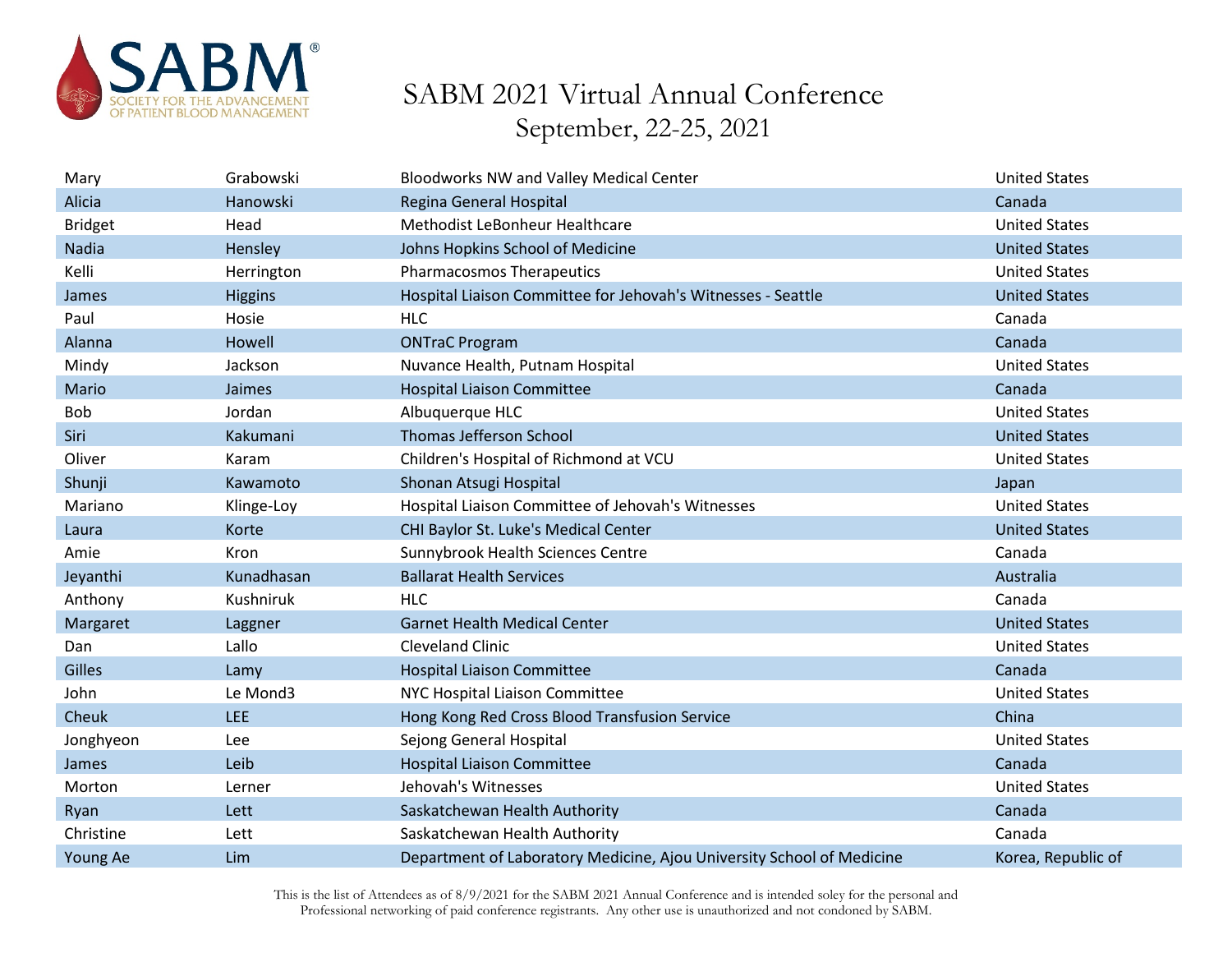# SABM 2021 Virtual Annual Conference

September, 22-25, 2021

| | | | |
|---|---|---|---|
| Mary | Grabowski | Bloodworks NW and Valley Medical Center | United States |
| Alicia | Hanowski | Regina General Hospital | Canada |
| Bridget | Head | Methodist LeBonheur Healthcare | United States |
| Nadia | Hensley | Johns Hopkins School of Medicine | United States |
| Kelli | Herrington | Pharmacosmos Therapeutics | United States |
| James | Higgins | Hospital Liaison Committee for Jehovah's Witnesses - Seattle | United States |
| Paul | Hosie | HLC | Canada |
| Alanna | Howell | ONTraC Program | Canada |
| Mindy | Jackson | Nuvance Health, Putnam Hospital | United States |
| Mario | Jaimes | Hospital Liaison Committee | Canada |
| Bob | Jordan | Albuquerque HLC | United States |
| Siri | Kakumani | Thomas Jefferson School | United States |
| Oliver | Karam | Children's Hospital of Richmond at VCU | United States |
| Shunji | Kawamoto | Shonan Atsugi Hospital | Japan |
| Mariano | Klinge-Loy | Hospital Liaison Committee of Jehovah's Witnesses | United States |
| Laura | Korte | CHI Baylor St. Luke's Medical Center | United States |
| Amie | Kron | Sunnybrook Health Sciences Centre | Canada |
| Jeyanthi | Kunadhasan | Ballarat Health Services | Australia |
| Anthony | Kushniruk | HLC | Canada |
| Margaret | Laggner | Garnet Health Medical Center | United States |
| Dan | Lallo | Cleveland Clinic | United States |
| Gilles | Lamy | Hospital Liaison Committee | Canada |
| John | Le Mond3 | NYC Hospital Liaison Committee | United States |
| Cheuk | LEE | Hong Kong Red Cross Blood Transfusion Service | China |
| Jonghyeon | Lee | Sejong General Hospital | United States |
| James | Leib | Hospital Liaison Committee | Canada |
| Morton | Lerner | Jehovah's Witnesses | United States |
| Ryan | Lett | Saskatchewan Health Authority | Canada |
| Christine | Lett | Saskatchewan Health Authority | Canada |
| Young Ae | Lim | Department of Laboratory Medicine, Ajou University School of Medicine | Korea, Republic of |

This is the list of Attendees as of 8/9/2021 for the SABM 2021 Annual Conference and is intended soley for the personal and Professional networking of paid conference registrants. Any other use is unauthorized and not condoned by SABM.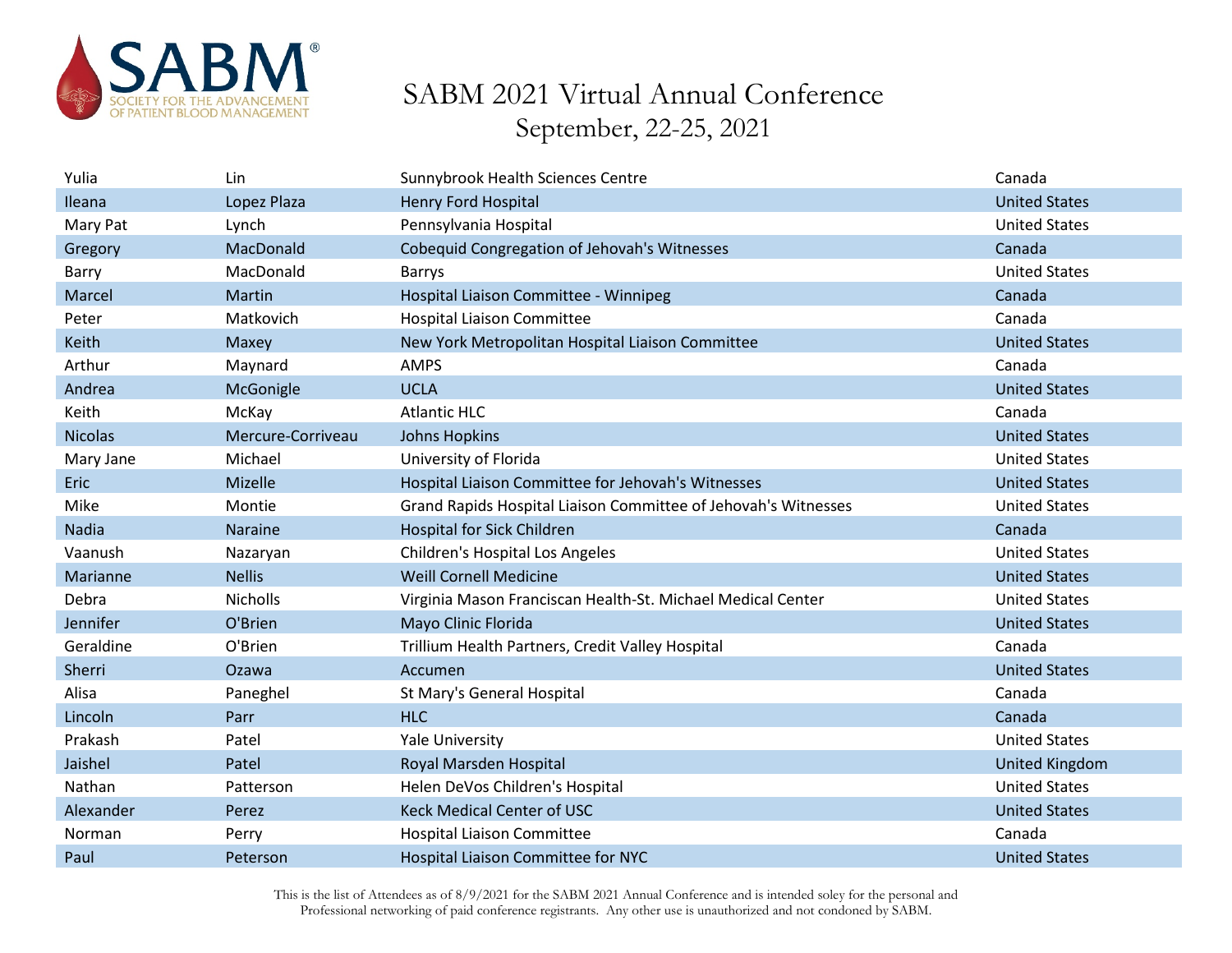# SABM 2021 Virtual Annual Conference

September, 22-25, 2021

| | | | |
|---|---|---|---|
| Yulia | Lin | Sunnybrook Health Sciences Centre | Canada |
| Ileana | Lopez Plaza | Henry Ford Hospital | United States |
| Mary Pat | Lynch | Pennsylvania Hospital | United States |
| Gregory | MacDonald | Cobequid Congregation of Jehovah's Witnesses | Canada |
| Barry | MacDonald | Barrys | United States |
| Marcel | Martin | Hospital Liaison Committee - Winnipeg | Canada |
| Peter | Matkovich | Hospital Liaison Committee | Canada |
| Keith | Maxey | New York Metropolitan Hospital Liaison Committee | United States |
| Arthur | Maynard | AMPS | Canada |
| Andrea | McGonigle | UCLA | United States |
| Keith | McKay | Atlantic HLC | Canada |
| Nicolas | Mercure-Corriveau | Johns Hopkins | United States |
| Mary Jane | Michael | University of Florida | United States |
| Eric | Mizelle | Hospital Liaison Committee for Jehovah's Witnesses | United States |
| Mike | Montie | Grand Rapids Hospital Liaison Committee of Jehovah's Witnesses | United States |
| Nadia | Naraine | Hospital for Sick Children | Canada |
| Vaanush | Nazaryan | Children's Hospital Los Angeles | United States |
| Marianne | Nellis | Weill Cornell Medicine | United States |
| Debra | Nicholls | Virginia Mason Franciscan Health-St. Michael Medical Center | United States |
| Jennifer | O'Brien | Mayo Clinic Florida | United States |
| Geraldine | O'Brien | Trillium Health Partners, Credit Valley Hospital | Canada |
| Sherri | Ozawa | Accumen | United States |
| Alisa | Paneghel | St Mary's General Hospital | Canada |
| Lincoln | Parr | HLC | Canada |
| Prakash | Patel | Yale University | United States |
| Jaishel | Patel | Royal Marsden Hospital | United Kingdom |
| Nathan | Patterson | Helen DeVos Children's Hospital | United States |
| Alexander | Perez | Keck Medical Center of USC | United States |
| Norman | Perry | Hospital Liaison Committee | Canada |
| Paul | Peterson | Hospital Liaison Committee for NYC | United States |

This is the list of Attendees as of 8/9/2021 for the SABM 2021 Annual Conference and is intended soley for the personal and Professional networking of paid conference registrants. Any other use is unauthorized and not condoned by SABM.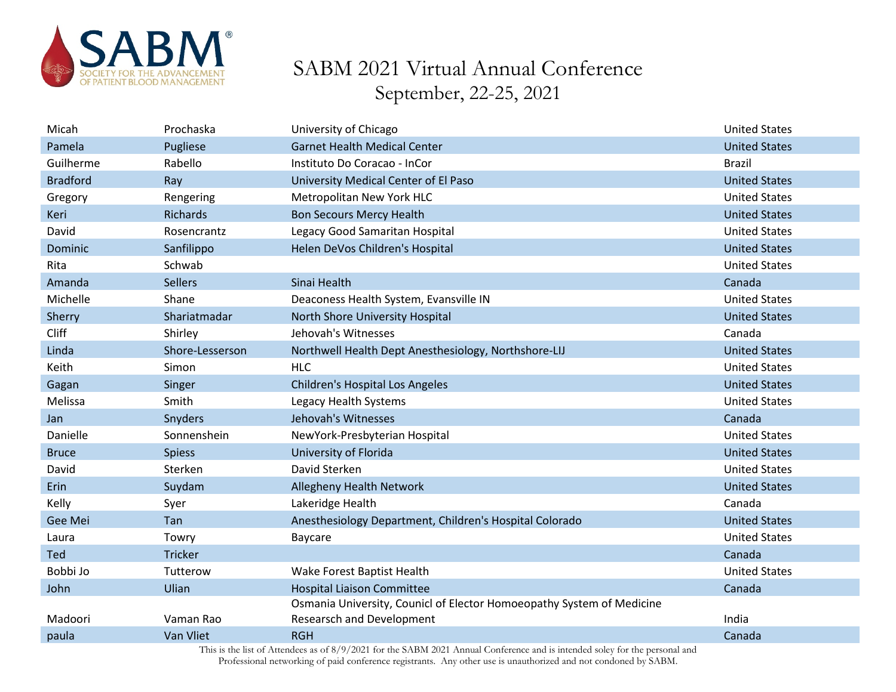# SABM 2021 Virtual Annual Conference

September, 22-25, 2021

| | | | |
|---|---|---|---|
| Micah | Prochaska | University of Chicago | United States |
| Pamela | Pugliese | Garnet Health Medical Center | United States |
| Guilherme | Rabello | Instituto Do Coracao - InCor | Brazil |
| Bradford | Ray | University Medical Center of El Paso | United States |
| Gregory | Rengering | Metropolitan New York HLC | United States |
| Keri | Richards | Bon Secours Mercy Health | United States |
| David | Rosencrantz | Legacy Good Samaritan Hospital | United States |
| Dominic | Sanfilippo | Helen DeVos Children's Hospital | United States |
| Rita | Schwab | | United States |
| Amanda | Sellers | Sinai Health | Canada |
| Michelle | Shane | Deaconess Health System, Evansville IN | United States |
| Sherry | Shariatmadar | North Shore University Hospital | United States |
| Cliff | Shirley | Jehovah's Witnesses | Canada |
| Linda | Shore-Lesserson | Northwell Health Dept Anesthesiology, Northshore-LIJ | United States |
| Keith | Simon | HLC | United States |
| Gagan | Singer | Children's Hospital Los Angeles | United States |
| Melissa | Smith | Legacy Health Systems | United States |
| Jan | Snyders | Jehovah's Witnesses | Canada |
| Danielle | Sonnenshein | NewYork-Presbyterian Hospital | United States |
| Bruce | Spiess | University of Florida | United States |
| David | Sterken | David Sterken | United States |
| Erin | Suydam | Allegheny Health Network | United States |
| Kelly | Syer | Lakeridge Health | Canada |
| Gee Mei | Tan | Anesthesiology Department, Children's Hospital Colorado | United States |
| Laura | Towry | Baycare | United States |
| Ted | Tricker | | Canada |
| Bobbi Jo | Tutterow | Wake Forest Baptist Health | United States |
| John | Ulian | Hospital Liaison Committee | Canada |
| Madoori | Vaman Rao | Osmania University, Counicl of Elector Homoeopathy System of Medicine Researsch and Development | India |
| paula | Van Vliet | RGH | Canada |

This is the list of Attendees as of 8/9/2021 for the SABM 2021 Annual Conference and is intended soley for the personal and Professional networking of paid conference registrants. Any other use is unauthorized and not condoned by SABM.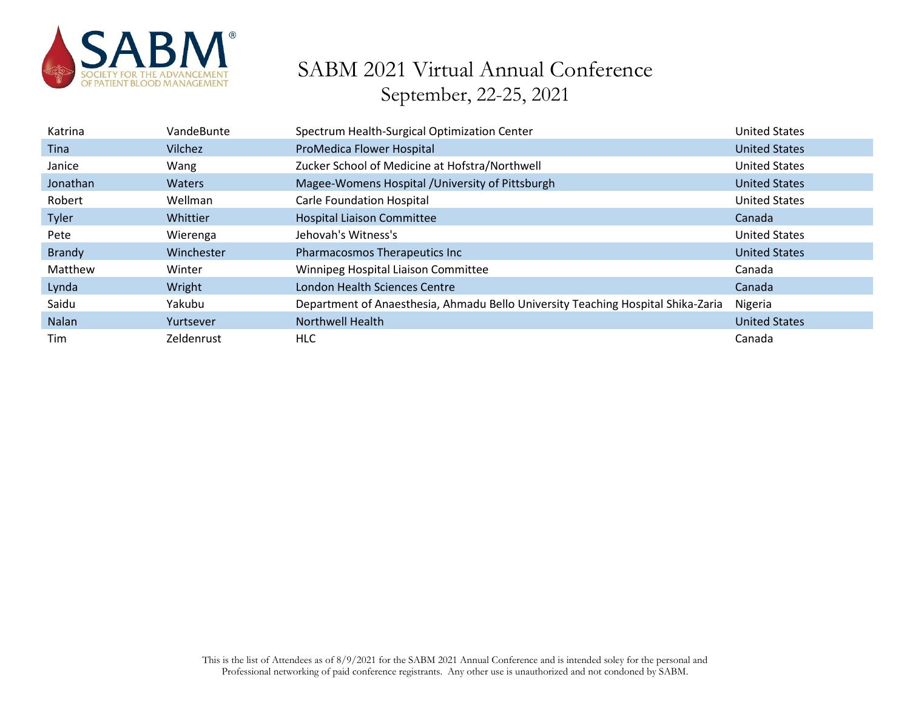# SABM 2021 Virtual Annual Conference

September, 22-25, 2021

| | | | |
|---|---|---|---|
| Katrina | VandeBunte | Spectrum Health-Surgical Optimization Center | United States |
| Tina | Vilchez | ProMedica Flower Hospital | United States |
| Janice | Wang | Zucker School of Medicine at Hofstra/Northwell | United States |
| Jonathan | Waters | Magee-Womens Hospital /University of Pittsburgh | United States |
| Robert | Wellman | Carle Foundation Hospital | United States |
| Tyler | Whittier | Hospital Liaison Committee | Canada |
| Pete | Wierenga | Jehovah's Witness's | United States |
| Brandy | Winchester | Pharmacosmos Therapeutics Inc | United States |
| Matthew | Winter | Winnipeg Hospital Liaison Committee | Canada |
| Lynda | Wright | London Health Sciences Centre | Canada |
| Saidu | Yakubu | Department of Anaesthesia, Ahmadu Bello University Teaching Hospital Shika-Zaria | Nigeria |
| Nalan | Yurtsever | Northwell Health | United States |
| Tim | Zeldenrust | HLC | Canada |

This is the list of Attendees as of 8/9/2021 for the SABM 2021 Annual Conference and is intended soley for the personal and Professional networking of paid conference registrants. Any other use is unauthorized and not condoned by SABM.